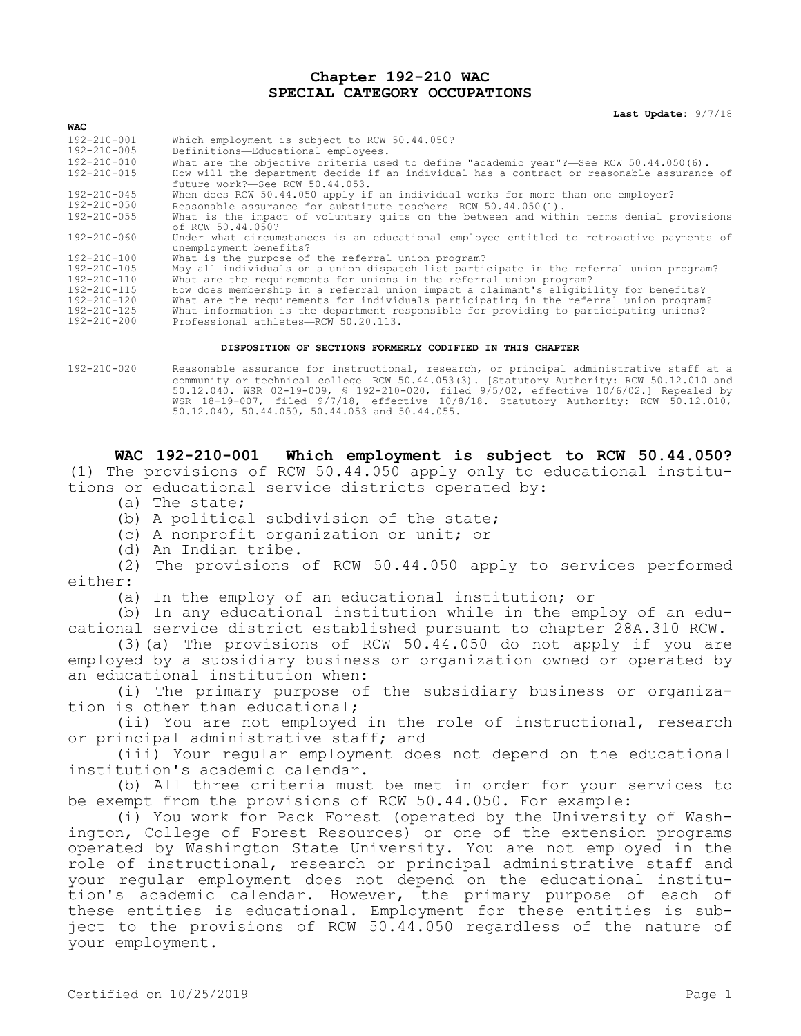# Chapter 192-210 WAC
# SPECIAL CATEGORY OCCUPATIONS

**Last Update:** 9/7/18

**WAC**

| | |
|---|---|
| 192-210-001 | Which employment is subject to RCW 50.44.050? |
| 192-210-005 | Definitions—Educational employees. |
| 192-210-010 | What are the objective criteria used to define "academic year"?—See RCW 50.44.050(6). |
| 192-210-015 | How will the department decide if an individual has a contract or reasonable assurance of future work?—See RCW 50.44.053. |
| 192-210-045 | When does RCW 50.44.050 apply if an individual works for more than one employer? |
| 192-210-050 | Reasonable assurance for substitute teachers—RCW 50.44.050(1). |
| 192-210-055 | What is the impact of voluntary quits on the between and within terms denial provisions of RCW 50.44.050? |
| 192-210-060 | Under what circumstances is an educational employee entitled to retroactive payments of unemployment benefits? |
| 192-210-100 | What is the purpose of the referral union program? |
| 192-210-105 | May all individuals on a union dispatch list participate in the referral union program? |
| 192-210-110 | What are the requirements for unions in the referral union program? |
| 192-210-115 | How does membership in a referral union impact a claimant's eligibility for benefits? |
| 192-210-120 | What are the requirements for individuals participating in the referral union program? |
| 192-210-125 | What information is the department responsible for providing to participating unions? |
| 192-210-200 | Professional athletes—RCW 50.20.113. |

**DISPOSITION OF SECTIONS FORMERLY CODIFIED IN THIS CHAPTER**

| | |
|---|---|
| 192-210-020 | Reasonable assurance for instructional, research, or principal administrative staff at a community or technical college—RCW 50.44.053(3). [Statutory Authority: RCW 50.12.010 and 50.12.040. WSR 02-19-009, § 192-210-020, filed 9/5/02, effective 10/6/02.] Repealed by WSR 18-19-007, filed 9/7/18, effective 10/8/18. Statutory Authority: RCW 50.12.010, 50.12.040, 50.44.050, 50.44.053 and 50.44.055. |

## WAC 192-210-001 Which employment is subject to RCW 50.44.050?

(1) The provisions of RCW 50.44.050 apply only to educational institutions or educational service districts operated by:

(a) The state;

(b) A political subdivision of the state;

(c) A nonprofit organization or unit; or

(d) An Indian tribe.

(2) The provisions of RCW 50.44.050 apply to services performed either:

(a) In the employ of an educational institution; or

(b) In any educational institution while in the employ of an educational service district established pursuant to chapter 28A.310 RCW.

(3)(a) The provisions of RCW 50.44.050 do not apply if you are employed by a subsidiary business or organization owned or operated by an educational institution when:

(i) The primary purpose of the subsidiary business or organization is other than educational;

(ii) You are not employed in the role of instructional, research or principal administrative staff; and

(iii) Your regular employment does not depend on the educational institution's academic calendar.

(b) All three criteria must be met in order for your services to be exempt from the provisions of RCW 50.44.050. For example:

(i) You work for Pack Forest (operated by the University of Washington, College of Forest Resources) or one of the extension programs operated by Washington State University. You are not employed in the role of instructional, research or principal administrative staff and your regular employment does not depend on the educational institution's academic calendar. However, the primary purpose of each of these entities is educational. Employment for these entities is subject to the provisions of RCW 50.44.050 regardless of the nature of your employment.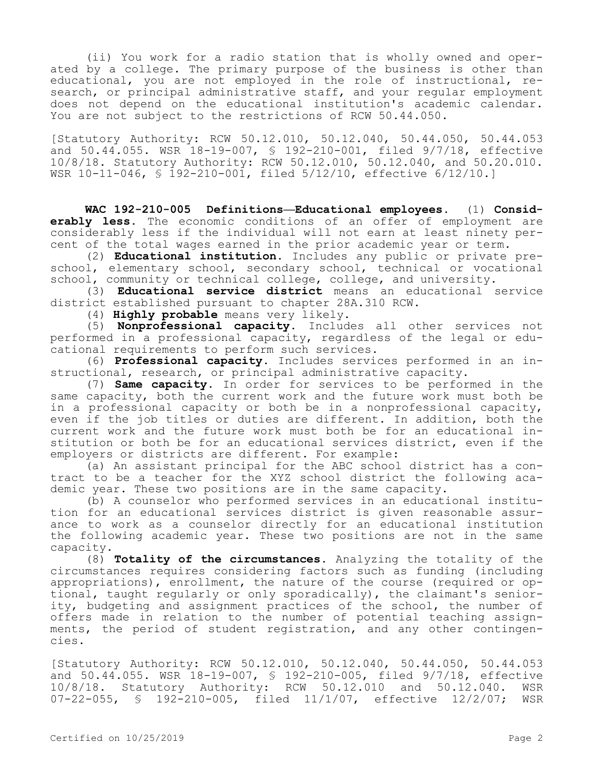(ii) You work for a radio station that is wholly owned and operated by a college. The primary purpose of the business is other than educational, you are not employed in the role of instructional, research, or principal administrative staff, and your regular employment does not depend on the educational institution's academic calendar. You are not subject to the restrictions of RCW 50.44.050.

[Statutory Authority: RCW 50.12.010, 50.12.040, 50.44.050, 50.44.053 and 50.44.055. WSR 18-19-007, § 192-210-001, filed 9/7/18, effective 10/8/18. Statutory Authority: RCW 50.12.010, 50.12.040, and 50.20.010. WSR 10-11-046, § 192-210-001, filed 5/12/10, effective 6/12/10.]

**WAC 192-210-005 Definitions—Educational employees.** (1) **Considerably less.** The economic conditions of an offer of employment are considerably less if the individual will not earn at least ninety percent of the total wages earned in the prior academic year or term.

(2) **Educational institution.** Includes any public or private preschool, elementary school, secondary school, technical or vocational school, community or technical college, college, and university.

(3) **Educational service district** means an educational service district established pursuant to chapter 28A.310 RCW.

(4) **Highly probable** means very likely.

(5) **Nonprofessional capacity.** Includes all other services not performed in a professional capacity, regardless of the legal or educational requirements to perform such services.

(6) **Professional capacity.** Includes services performed in an instructional, research, or principal administrative capacity.

(7) **Same capacity.** In order for services to be performed in the same capacity, both the current work and the future work must both be in a professional capacity or both be in a nonprofessional capacity, even if the job titles or duties are different. In addition, both the current work and the future work must both be for an educational institution or both be for an educational services district, even if the employers or districts are different. For example:

(a) An assistant principal for the ABC school district has a contract to be a teacher for the XYZ school district the following academic year. These two positions are in the same capacity.

(b) A counselor who performed services in an educational institution for an educational services district is given reasonable assurance to work as a counselor directly for an educational institution the following academic year. These two positions are not in the same capacity.

(8) **Totality of the circumstances.** Analyzing the totality of the circumstances requires considering factors such as funding (including appropriations), enrollment, the nature of the course (required or optional, taught regularly or only sporadically), the claimant's seniority, budgeting and assignment practices of the school, the number of offers made in relation to the number of potential teaching assignments, the period of student registration, and any other contingencies.

[Statutory Authority: RCW 50.12.010, 50.12.040, 50.44.050, 50.44.053 and 50.44.055. WSR 18-19-007, § 192-210-005, filed 9/7/18, effective 10/8/18. Statutory Authority: RCW 50.12.010 and 50.12.040. WSR 07-22-055, § 192-210-005, filed 11/1/07, effective 12/2/07; WSR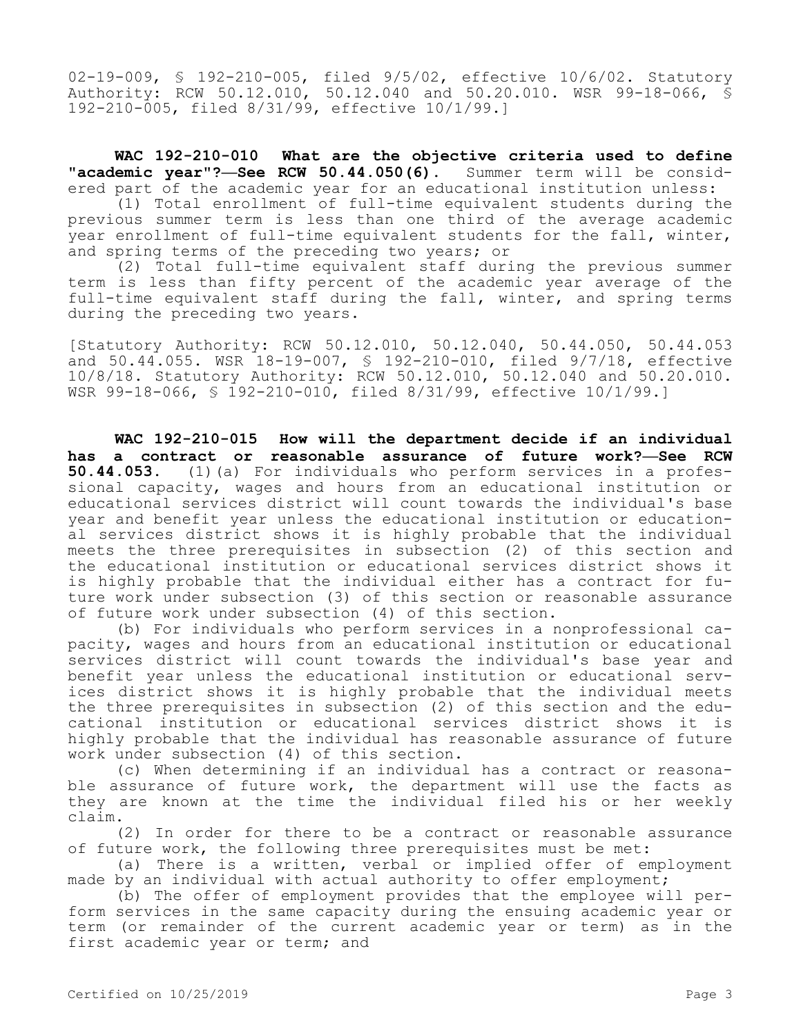02-19-009, § 192-210-005, filed 9/5/02, effective 10/6/02. Statutory Authority: RCW 50.12.010, 50.12.040 and 50.20.010. WSR 99-18-066, § 192-210-005, filed 8/31/99, effective 10/1/99.]

**WAC 192-210-010 What are the objective criteria used to define "academic year"?—See RCW 50.44.050(6).** Summer term will be considered part of the academic year for an educational institution unless:

(1) Total enrollment of full-time equivalent students during the previous summer term is less than one third of the average academic year enrollment of full-time equivalent students for the fall, winter, and spring terms of the preceding two years; or

(2) Total full-time equivalent staff during the previous summer term is less than fifty percent of the academic year average of the full-time equivalent staff during the fall, winter, and spring terms during the preceding two years.

[Statutory Authority: RCW 50.12.010, 50.12.040, 50.44.050, 50.44.053 and 50.44.055. WSR 18-19-007, § 192-210-010, filed 9/7/18, effective 10/8/18. Statutory Authority: RCW 50.12.010, 50.12.040 and 50.20.010. WSR 99-18-066, § 192-210-010, filed 8/31/99, effective 10/1/99.]

**WAC 192-210-015 How will the department decide if an individual has a contract or reasonable assurance of future work?—See RCW 50.44.053.** (1)(a) For individuals who perform services in a professional capacity, wages and hours from an educational institution or educational services district will count towards the individual's base year and benefit year unless the educational institution or educational services district shows it is highly probable that the individual meets the three prerequisites in subsection (2) of this section and the educational institution or educational services district shows it is highly probable that the individual either has a contract for future work under subsection (3) of this section or reasonable assurance of future work under subsection (4) of this section.

(b) For individuals who perform services in a nonprofessional capacity, wages and hours from an educational institution or educational services district will count towards the individual's base year and benefit year unless the educational institution or educational services district shows it is highly probable that the individual meets the three prerequisites in subsection (2) of this section and the educational institution or educational services district shows it is highly probable that the individual has reasonable assurance of future work under subsection (4) of this section.

(c) When determining if an individual has a contract or reasonable assurance of future work, the department will use the facts as they are known at the time the individual filed his or her weekly claim.

(2) In order for there to be a contract or reasonable assurance of future work, the following three prerequisites must be met:

(a) There is a written, verbal or implied offer of employment made by an individual with actual authority to offer employment;

(b) The offer of employment provides that the employee will perform services in the same capacity during the ensuing academic year or term (or remainder of the current academic year or term) as in the first academic year or term; and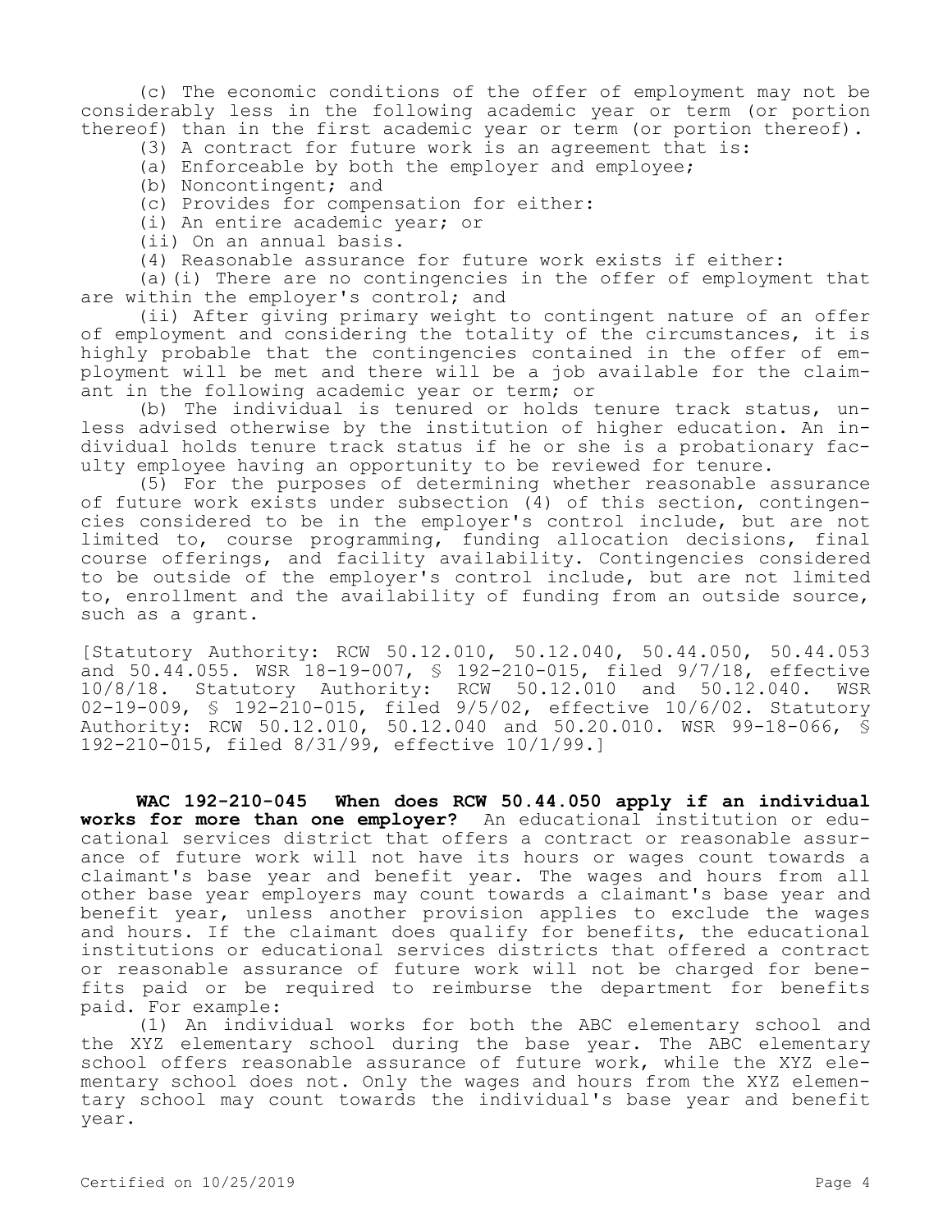(c) The economic conditions of the offer of employment may not be considerably less in the following academic year or term (or portion thereof) than in the first academic year or term (or portion thereof).

(3) A contract for future work is an agreement that is:

(a) Enforceable by both the employer and employee;

(b) Noncontingent; and

(c) Provides for compensation for either:

(i) An entire academic year; or

(ii) On an annual basis.

(4) Reasonable assurance for future work exists if either:

(a)(i) There are no contingencies in the offer of employment that are within the employer's control; and

(ii) After giving primary weight to contingent nature of an offer of employment and considering the totality of the circumstances, it is highly probable that the contingencies contained in the offer of employment will be met and there will be a job available for the claimant in the following academic year or term; or

(b) The individual is tenured or holds tenure track status, unless advised otherwise by the institution of higher education. An individual holds tenure track status if he or she is a probationary faculty employee having an opportunity to be reviewed for tenure.

(5) For the purposes of determining whether reasonable assurance of future work exists under subsection (4) of this section, contingencies considered to be in the employer's control include, but are not limited to, course programming, funding allocation decisions, final course offerings, and facility availability. Contingencies considered to be outside of the employer's control include, but are not limited to, enrollment and the availability of funding from an outside source, such as a grant.

[Statutory Authority: RCW 50.12.010, 50.12.040, 50.44.050, 50.44.053 and 50.44.055. WSR 18-19-007, § 192-210-015, filed 9/7/18, effective 10/8/18. Statutory Authority: RCW 50.12.010 and 50.12.040. WSR 02-19-009, § 192-210-015, filed 9/5/02, effective 10/6/02. Statutory Authority: RCW 50.12.010, 50.12.040 and 50.20.010. WSR 99-18-066, § 192-210-015, filed 8/31/99, effective 10/1/99.]

**WAC 192-210-045 When does RCW 50.44.050 apply if an individual works for more than one employer?** An educational institution or educational services district that offers a contract or reasonable assurance of future work will not have its hours or wages count towards a claimant's base year and benefit year. The wages and hours from all other base year employers may count towards a claimant's base year and benefit year, unless another provision applies to exclude the wages and hours. If the claimant does qualify for benefits, the educational institutions or educational services districts that offered a contract or reasonable assurance of future work will not be charged for benefits paid or be required to reimburse the department for benefits paid. For example:

(1) An individual works for both the ABC elementary school and the XYZ elementary school during the base year. The ABC elementary school offers reasonable assurance of future work, while the XYZ elementary school does not. Only the wages and hours from the XYZ elementary school may count towards the individual's base year and benefit year.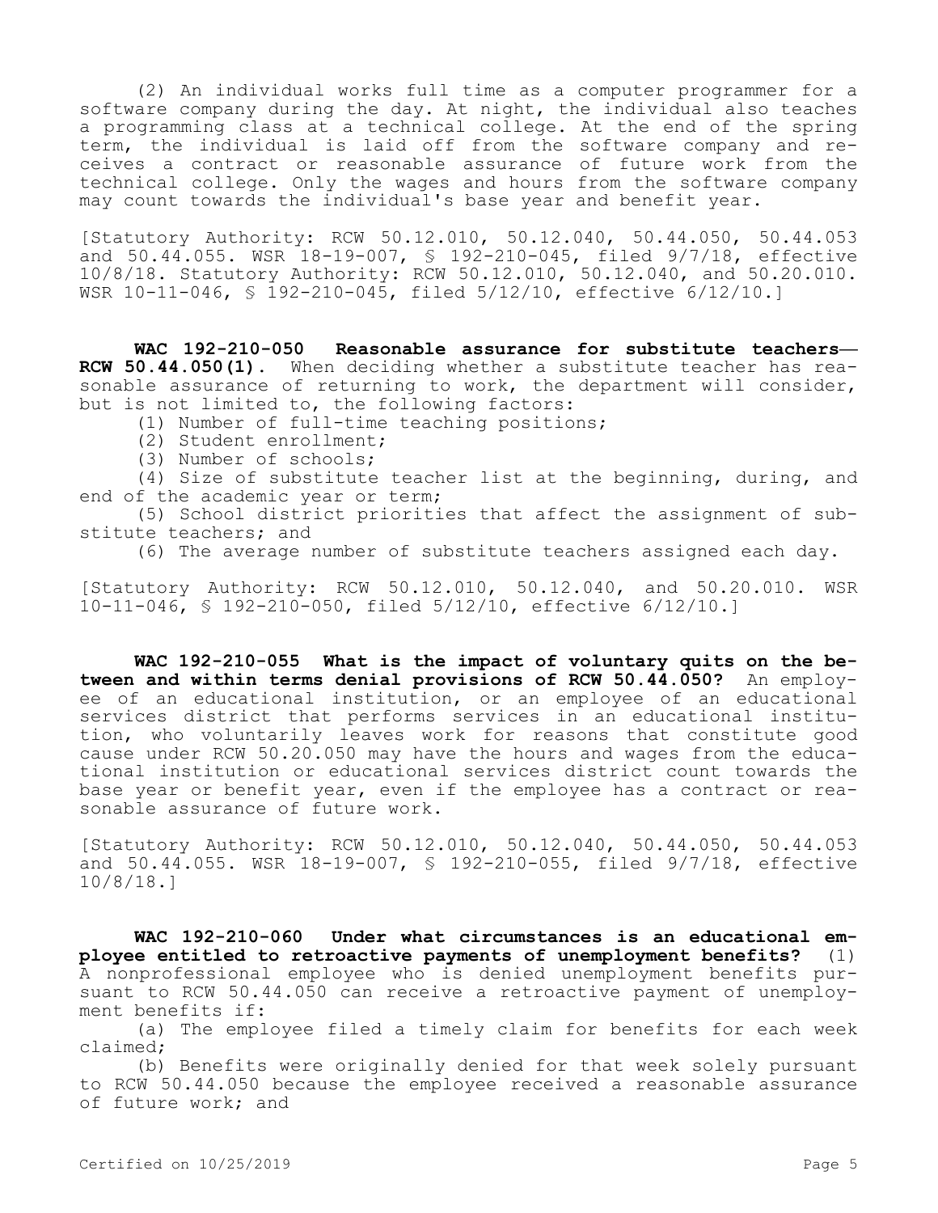(2) An individual works full time as a computer programmer for a software company during the day. At night, the individual also teaches a programming class at a technical college. At the end of the spring term, the individual is laid off from the software company and receives a contract or reasonable assurance of future work from the technical college. Only the wages and hours from the software company may count towards the individual's base year and benefit year.

[Statutory Authority: RCW 50.12.010, 50.12.040, 50.44.050, 50.44.053 and 50.44.055. WSR 18-19-007, § 192-210-045, filed 9/7/18, effective 10/8/18. Statutory Authority: RCW 50.12.010, 50.12.040, and 50.20.010. WSR 10-11-046, § 192-210-045, filed 5/12/10, effective 6/12/10.]

**WAC 192-210-050 Reasonable assurance for substitute teachers—RCW 50.44.050(1).** When deciding whether a substitute teacher has reasonable assurance of returning to work, the department will consider, but is not limited to, the following factors:

(1) Number of full-time teaching positions;

(2) Student enrollment;

(3) Number of schools;

(4) Size of substitute teacher list at the beginning, during, and end of the academic year or term;

(5) School district priorities that affect the assignment of substitute teachers; and

(6) The average number of substitute teachers assigned each day.

[Statutory Authority: RCW 50.12.010, 50.12.040, and 50.20.010. WSR 10-11-046, § 192-210-050, filed 5/12/10, effective 6/12/10.]

**WAC 192-210-055 What is the impact of voluntary quits on the between and within terms denial provisions of RCW 50.44.050?** An employee of an educational institution, or an employee of an educational services district that performs services in an educational institution, who voluntarily leaves work for reasons that constitute good cause under RCW 50.20.050 may have the hours and wages from the educational institution or educational services district count towards the base year or benefit year, even if the employee has a contract or reasonable assurance of future work.

[Statutory Authority: RCW 50.12.010, 50.12.040, 50.44.050, 50.44.053 and 50.44.055. WSR 18-19-007, § 192-210-055, filed 9/7/18, effective 10/8/18.]

**WAC 192-210-060 Under what circumstances is an educational employee entitled to retroactive payments of unemployment benefits?** (1) A nonprofessional employee who is denied unemployment benefits pursuant to RCW 50.44.050 can receive a retroactive payment of unemployment benefits if:

(a) The employee filed a timely claim for benefits for each week claimed;

(b) Benefits were originally denied for that week solely pursuant to RCW 50.44.050 because the employee received a reasonable assurance of future work; and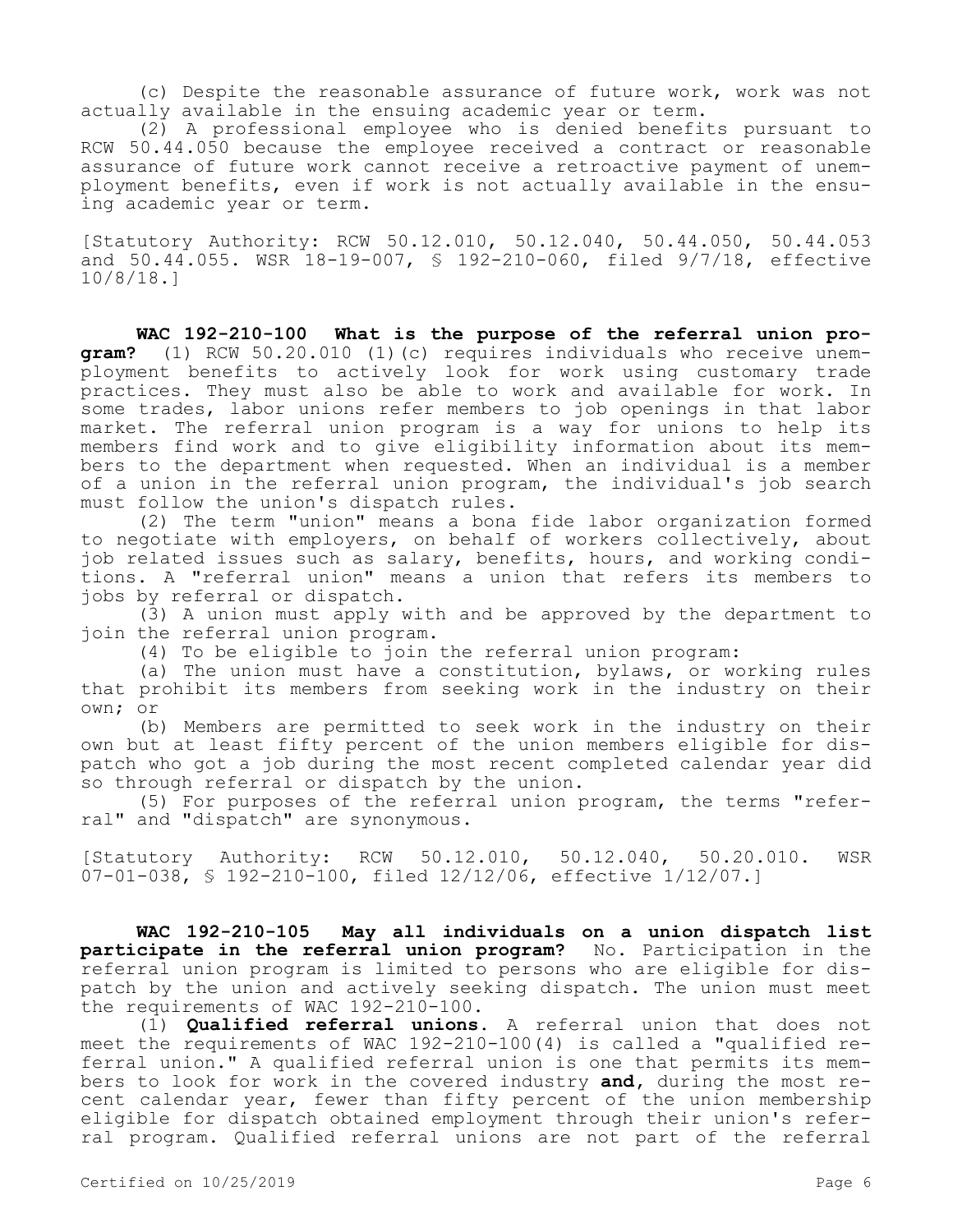(c) Despite the reasonable assurance of future work, work was not actually available in the ensuing academic year or term.

(2) A professional employee who is denied benefits pursuant to RCW 50.44.050 because the employee received a contract or reasonable assurance of future work cannot receive a retroactive payment of unemployment benefits, even if work is not actually available in the ensuing academic year or term.

[Statutory Authority: RCW 50.12.010, 50.12.040, 50.44.050, 50.44.053 and 50.44.055. WSR 18-19-007, § 192-210-060, filed 9/7/18, effective 10/8/18.]

**WAC 192-210-100 What is the purpose of the referral union program?** (1) RCW 50.20.010 (1)(c) requires individuals who receive unemployment benefits to actively look for work using customary trade practices. They must also be able to work and available for work. In some trades, labor unions refer members to job openings in that labor market. The referral union program is a way for unions to help its members find work and to give eligibility information about its members to the department when requested. When an individual is a member of a union in the referral union program, the individual's job search must follow the union's dispatch rules.

(2) The term "union" means a bona fide labor organization formed to negotiate with employers, on behalf of workers collectively, about job related issues such as salary, benefits, hours, and working conditions. A "referral union" means a union that refers its members to jobs by referral or dispatch.

(3) A union must apply with and be approved by the department to join the referral union program.

(4) To be eligible to join the referral union program:

(a) The union must have a constitution, bylaws, or working rules that prohibit its members from seeking work in the industry on their own; or

(b) Members are permitted to seek work in the industry on their own but at least fifty percent of the union members eligible for dispatch who got a job during the most recent completed calendar year did so through referral or dispatch by the union.

(5) For purposes of the referral union program, the terms "referral" and "dispatch" are synonymous.

[Statutory Authority: RCW 50.12.010, 50.12.040, 50.20.010. WSR 07-01-038, § 192-210-100, filed 12/12/06, effective 1/12/07.]

**WAC 192-210-105 May all individuals on a union dispatch list participate in the referral union program?** No. Participation in the referral union program is limited to persons who are eligible for dispatch by the union and actively seeking dispatch. The union must meet the requirements of WAC 192-210-100.

(1) **Qualified referral unions.** A referral union that does not meet the requirements of WAC 192-210-100(4) is called a "qualified referral union." A qualified referral union is one that permits its members to look for work in the covered industry **and,** during the most recent calendar year, fewer than fifty percent of the union membership eligible for dispatch obtained employment through their union's referral program. Qualified referral unions are not part of the referral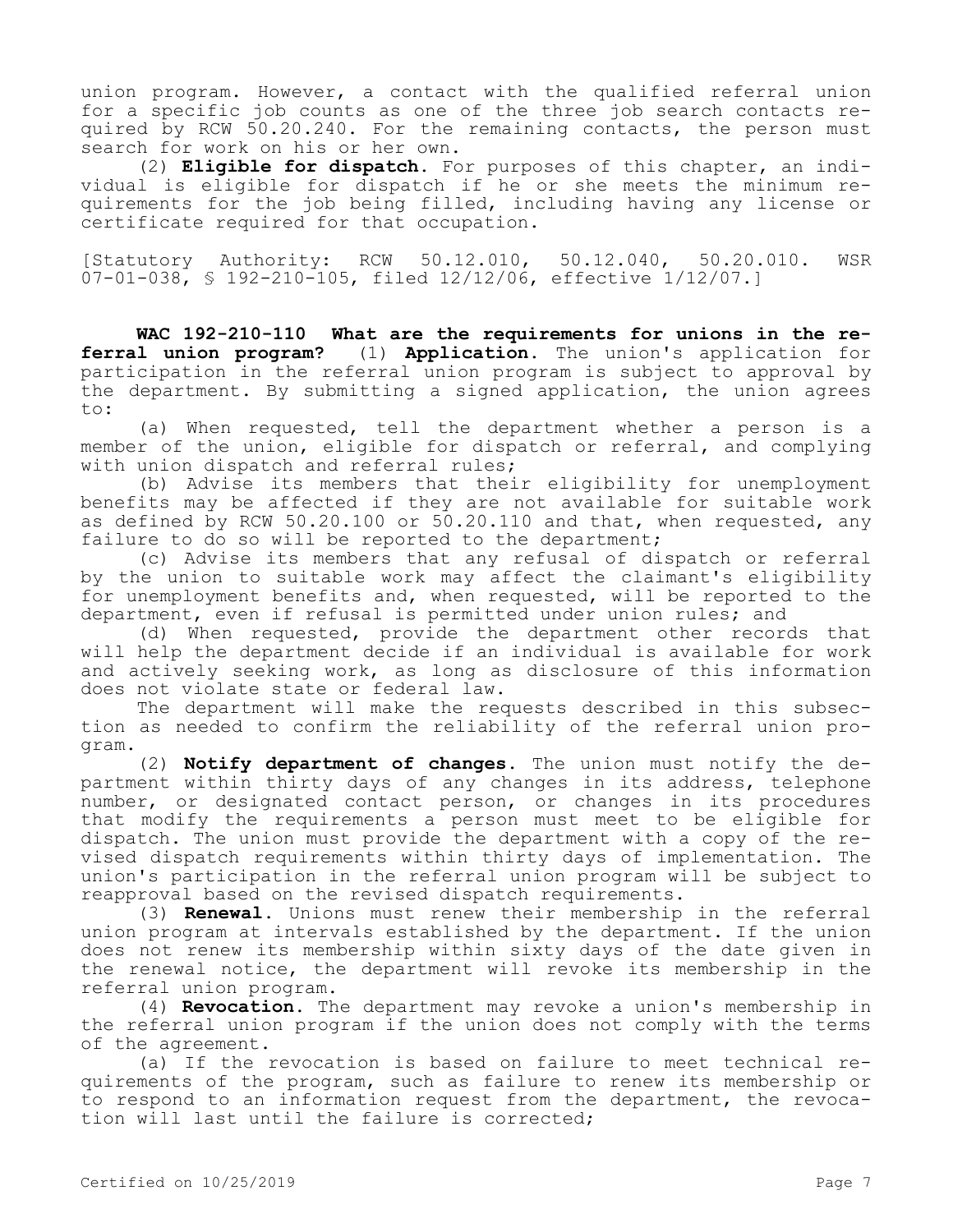union program. However, a contact with the qualified referral union for a specific job counts as one of the three job search contacts required by RCW 50.20.240. For the remaining contacts, the person must search for work on his or her own.

(2) **Eligible for dispatch.** For purposes of this chapter, an individual is eligible for dispatch if he or she meets the minimum requirements for the job being filled, including having any license or certificate required for that occupation.

[Statutory Authority: RCW 50.12.010, 50.12.040, 50.20.010. WSR 07-01-038, § 192-210-105, filed 12/12/06, effective 1/12/07.]

**WAC 192-210-110 What are the requirements for unions in the referral union program?** (1) **Application.** The union's application for participation in the referral union program is subject to approval by the department. By submitting a signed application, the union agrees to:

(a) When requested, tell the department whether a person is a member of the union, eligible for dispatch or referral, and complying with union dispatch and referral rules;

(b) Advise its members that their eligibility for unemployment benefits may be affected if they are not available for suitable work as defined by RCW 50.20.100 or 50.20.110 and that, when requested, any failure to do so will be reported to the department;

(c) Advise its members that any refusal of dispatch or referral by the union to suitable work may affect the claimant's eligibility for unemployment benefits and, when requested, will be reported to the department, even if refusal is permitted under union rules; and

(d) When requested, provide the department other records that will help the department decide if an individual is available for work and actively seeking work, as long as disclosure of this information does not violate state or federal law.

The department will make the requests described in this subsection as needed to confirm the reliability of the referral union program.

(2) **Notify department of changes.** The union must notify the department within thirty days of any changes in its address, telephone number, or designated contact person, or changes in its procedures that modify the requirements a person must meet to be eligible for dispatch. The union must provide the department with a copy of the revised dispatch requirements within thirty days of implementation. The union's participation in the referral union program will be subject to reapproval based on the revised dispatch requirements.

(3) **Renewal.** Unions must renew their membership in the referral union program at intervals established by the department. If the union does not renew its membership within sixty days of the date given in the renewal notice, the department will revoke its membership in the referral union program.

(4) **Revocation.** The department may revoke a union's membership in the referral union program if the union does not comply with the terms of the agreement.

(a) If the revocation is based on failure to meet technical requirements of the program, such as failure to renew its membership or to respond to an information request from the department, the revocation will last until the failure is corrected;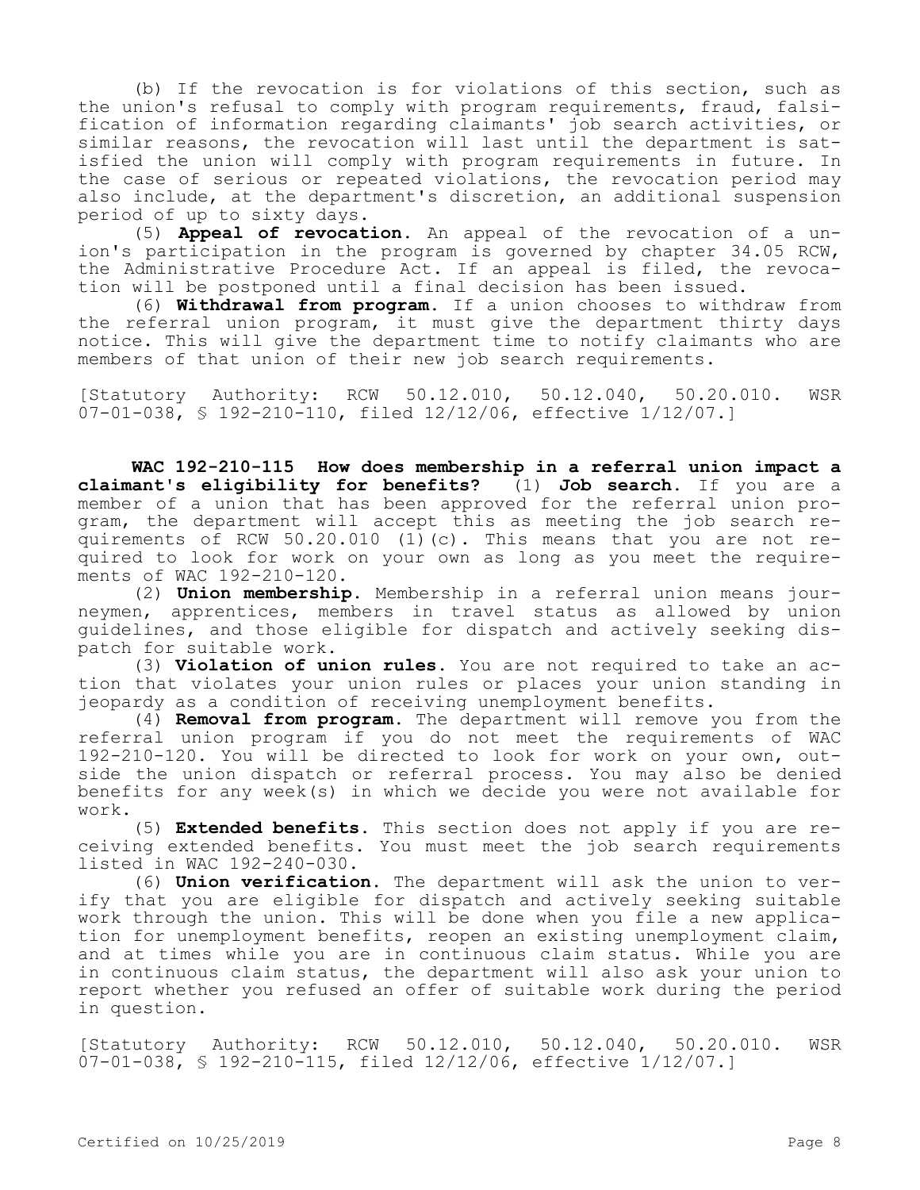(b) If the revocation is for violations of this section, such as the union's refusal to comply with program requirements, fraud, falsification of information regarding claimants' job search activities, or similar reasons, the revocation will last until the department is satisfied the union will comply with program requirements in future. In the case of serious or repeated violations, the revocation period may also include, at the department's discretion, an additional suspension period of up to sixty days.

(5) **Appeal of revocation.** An appeal of the revocation of a union's participation in the program is governed by chapter 34.05 RCW, the Administrative Procedure Act. If an appeal is filed, the revocation will be postponed until a final decision has been issued.

(6) **Withdrawal from program.** If a union chooses to withdraw from the referral union program, it must give the department thirty days notice. This will give the department time to notify claimants who are members of that union of their new job search requirements.

[Statutory Authority: RCW 50.12.010, 50.12.040, 50.20.010. WSR 07-01-038, § 192-210-110, filed 12/12/06, effective 1/12/07.]

**WAC 192-210-115 How does membership in a referral union impact a claimant's eligibility for benefits?** (1) **Job search.** If you are a member of a union that has been approved for the referral union program, the department will accept this as meeting the job search requirements of RCW 50.20.010 (1)(c). This means that you are not required to look for work on your own as long as you meet the requirements of WAC 192-210-120.

(2) **Union membership.** Membership in a referral union means journeymen, apprentices, members in travel status as allowed by union guidelines, and those eligible for dispatch and actively seeking dispatch for suitable work.

(3) **Violation of union rules.** You are not required to take an action that violates your union rules or places your union standing in jeopardy as a condition of receiving unemployment benefits.

(4) **Removal from program.** The department will remove you from the referral union program if you do not meet the requirements of WAC 192-210-120. You will be directed to look for work on your own, outside the union dispatch or referral process. You may also be denied benefits for any week(s) in which we decide you were not available for work.

(5) **Extended benefits.** This section does not apply if you are receiving extended benefits. You must meet the job search requirements listed in WAC 192-240-030.

(6) **Union verification.** The department will ask the union to verify that you are eligible for dispatch and actively seeking suitable work through the union. This will be done when you file a new application for unemployment benefits, reopen an existing unemployment claim, and at times while you are in continuous claim status. While you are in continuous claim status, the department will also ask your union to report whether you refused an offer of suitable work during the period in question.

[Statutory Authority: RCW 50.12.010, 50.12.040, 50.20.010. WSR 07-01-038, § 192-210-115, filed 12/12/06, effective 1/12/07.]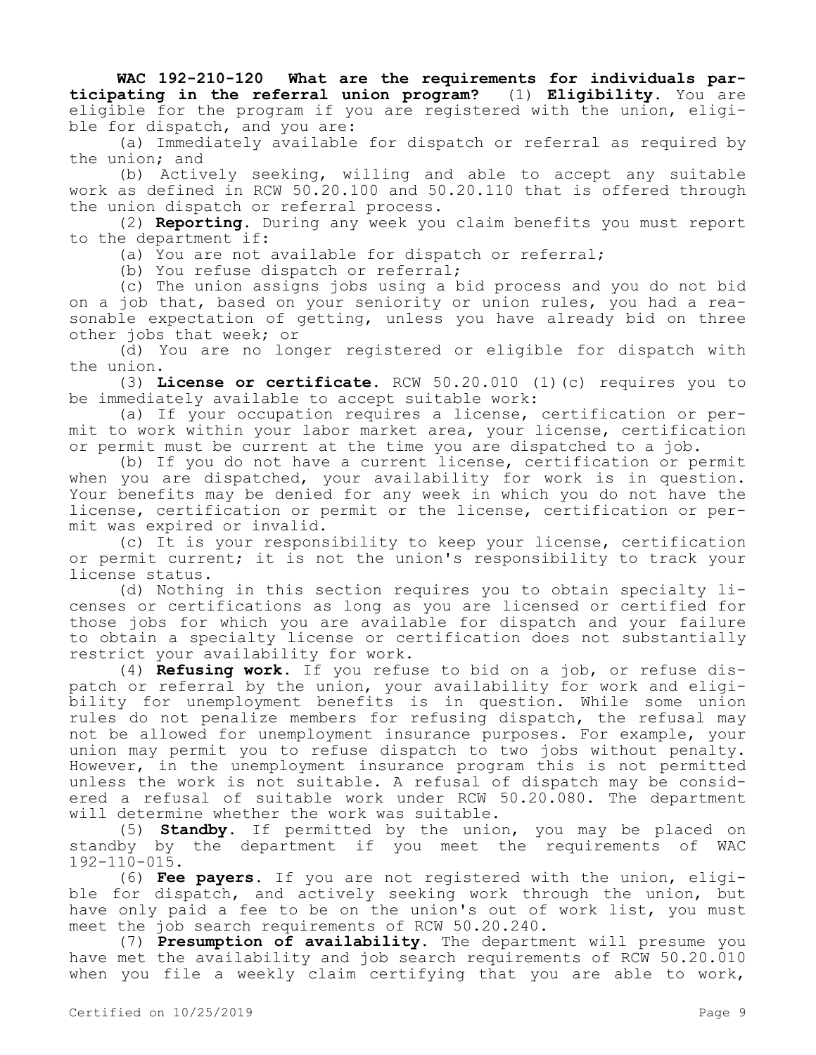**WAC 192-210-120 What are the requirements for individuals participating in the referral union program?** (1) **Eligibility.** You are eligible for the program if you are registered with the union, eligible for dispatch, and you are:

(a) Immediately available for dispatch or referral as required by the union; and

(b) Actively seeking, willing and able to accept any suitable work as defined in RCW 50.20.100 and 50.20.110 that is offered through the union dispatch or referral process.

(2) **Reporting.** During any week you claim benefits you must report to the department if:

(a) You are not available for dispatch or referral;

(b) You refuse dispatch or referral;

(c) The union assigns jobs using a bid process and you do not bid on a job that, based on your seniority or union rules, you had a reasonable expectation of getting, unless you have already bid on three other jobs that week; or

(d) You are no longer registered or eligible for dispatch with the union.

(3) **License or certificate.** RCW 50.20.010 (1)(c) requires you to be immediately available to accept suitable work:

(a) If your occupation requires a license, certification or permit to work within your labor market area, your license, certification or permit must be current at the time you are dispatched to a job.

(b) If you do not have a current license, certification or permit when you are dispatched, your availability for work is in question. Your benefits may be denied for any week in which you do not have the license, certification or permit or the license, certification or permit was expired or invalid.

(c) It is your responsibility to keep your license, certification or permit current; it is not the union's responsibility to track your license status.

(d) Nothing in this section requires you to obtain specialty licenses or certifications as long as you are licensed or certified for those jobs for which you are available for dispatch and your failure to obtain a specialty license or certification does not substantially restrict your availability for work.

(4) **Refusing work.** If you refuse to bid on a job, or refuse dispatch or referral by the union, your availability for work and eligibility for unemployment benefits is in question. While some union rules do not penalize members for refusing dispatch, the refusal may not be allowed for unemployment insurance purposes. For example, your union may permit you to refuse dispatch to two jobs without penalty. However, in the unemployment insurance program this is not permitted unless the work is not suitable. A refusal of dispatch may be considered a refusal of suitable work under RCW 50.20.080. The department will determine whether the work was suitable.

(5) **Standby.** If permitted by the union, you may be placed on standby by the department if you meet the requirements of WAC 192-110-015.

(6) **Fee payers.** If you are not registered with the union, eligible for dispatch, and actively seeking work through the union, but have only paid a fee to be on the union's out of work list, you must meet the job search requirements of RCW 50.20.240.

(7) **Presumption of availability.** The department will presume you have met the availability and job search requirements of RCW 50.20.010 when you file a weekly claim certifying that you are able to work,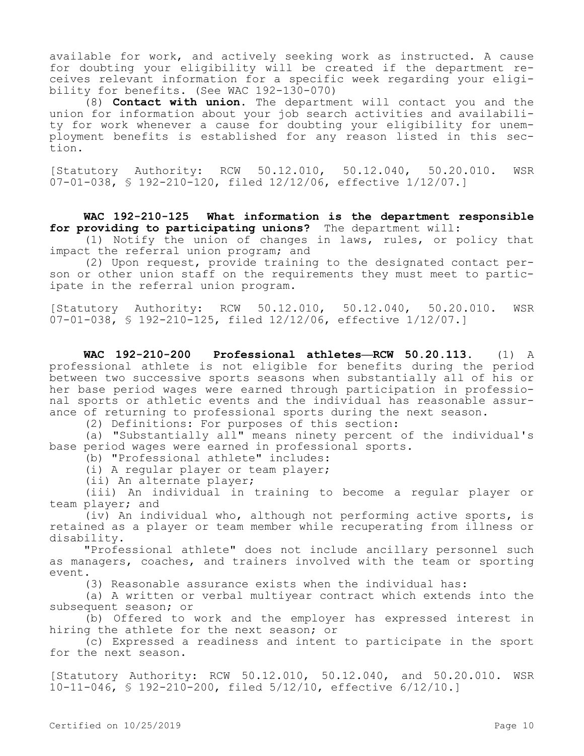available for work, and actively seeking work as instructed. A cause for doubting your eligibility will be created if the department receives relevant information for a specific week regarding your eligibility for benefits. (See WAC 192-130-070)

(8) **Contact with union.** The department will contact you and the union for information about your job search activities and availability for work whenever a cause for doubting your eligibility for unemployment benefits is established for any reason listed in this section.

[Statutory Authority: RCW 50.12.010, 50.12.040, 50.20.010. WSR 07-01-038, § 192-210-120, filed 12/12/06, effective 1/12/07.]

**WAC 192-210-125 What information is the department responsible for providing to participating unions?** The department will:

(1) Notify the union of changes in laws, rules, or policy that impact the referral union program; and

(2) Upon request, provide training to the designated contact person or other union staff on the requirements they must meet to participate in the referral union program.

[Statutory Authority: RCW 50.12.010, 50.12.040, 50.20.010. WSR 07-01-038, § 192-210-125, filed 12/12/06, effective 1/12/07.]

**WAC 192-210-200 Professional athletes—RCW 50.20.113.** (1) A professional athlete is not eligible for benefits during the period between two successive sports seasons when substantially all of his or her base period wages were earned through participation in professional sports or athletic events and the individual has reasonable assurance of returning to professional sports during the next season.

(2) Definitions: For purposes of this section:

(a) "Substantially all" means ninety percent of the individual's base period wages were earned in professional sports.

(b) "Professional athlete" includes:

(i) A regular player or team player;

(ii) An alternate player;

(iii) An individual in training to become a regular player or team player; and

(iv) An individual who, although not performing active sports, is retained as a player or team member while recuperating from illness or disability.

"Professional athlete" does not include ancillary personnel such as managers, coaches, and trainers involved with the team or sporting event.

(3) Reasonable assurance exists when the individual has:

(a) A written or verbal multiyear contract which extends into the subsequent season; or

(b) Offered to work and the employer has expressed interest in hiring the athlete for the next season; or

(c) Expressed a readiness and intent to participate in the sport for the next season.

[Statutory Authority: RCW 50.12.010, 50.12.040, and 50.20.010. WSR 10-11-046, § 192-210-200, filed 5/12/10, effective 6/12/10.]